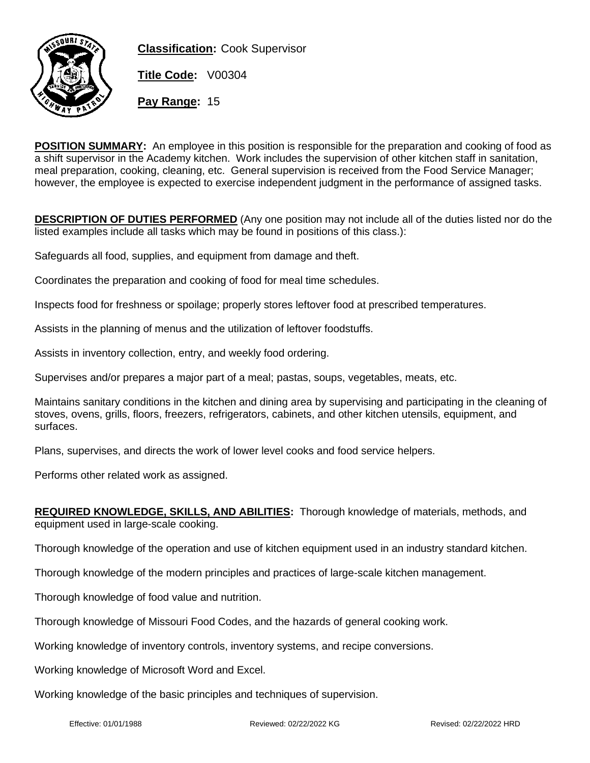**Classification:** Cook Supervisor

**Title Code:** V00304

**Pay Range:** 15

**POSITION SUMMARY:** An employee in this position is responsible for the preparation and cooking of food as a shift supervisor in the Academy kitchen. Work includes the supervision of other kitchen staff in sanitation, meal preparation, cooking, cleaning, etc. General supervision is received from the Food Service Manager; however, the employee is expected to exercise independent judgment in the performance of assigned tasks.

**DESCRIPTION OF DUTIES PERFORMED** (Any one position may not include all of the duties listed nor do the listed examples include all tasks which may be found in positions of this class.):

Safeguards all food, supplies, and equipment from damage and theft.

Coordinates the preparation and cooking of food for meal time schedules.

Inspects food for freshness or spoilage; properly stores leftover food at prescribed temperatures.

Assists in the planning of menus and the utilization of leftover foodstuffs.

Assists in inventory collection, entry, and weekly food ordering.

Supervises and/or prepares a major part of a meal; pastas, soups, vegetables, meats, etc.

Maintains sanitary conditions in the kitchen and dining area by supervising and participating in the cleaning of stoves, ovens, grills, floors, freezers, refrigerators, cabinets, and other kitchen utensils, equipment, and surfaces.

Plans, supervises, and directs the work of lower level cooks and food service helpers.

Performs other related work as assigned.

**REQUIRED KNOWLEDGE, SKILLS, AND ABILITIES:** Thorough knowledge of materials, methods, and equipment used in large-scale cooking.

Thorough knowledge of the operation and use of kitchen equipment used in an industry standard kitchen.

Thorough knowledge of the modern principles and practices of large-scale kitchen management.

Thorough knowledge of food value and nutrition.

Thorough knowledge of Missouri Food Codes, and the hazards of general cooking work.

Working knowledge of inventory controls, inventory systems, and recipe conversions.

Working knowledge of Microsoft Word and Excel.

Working knowledge of the basic principles and techniques of supervision.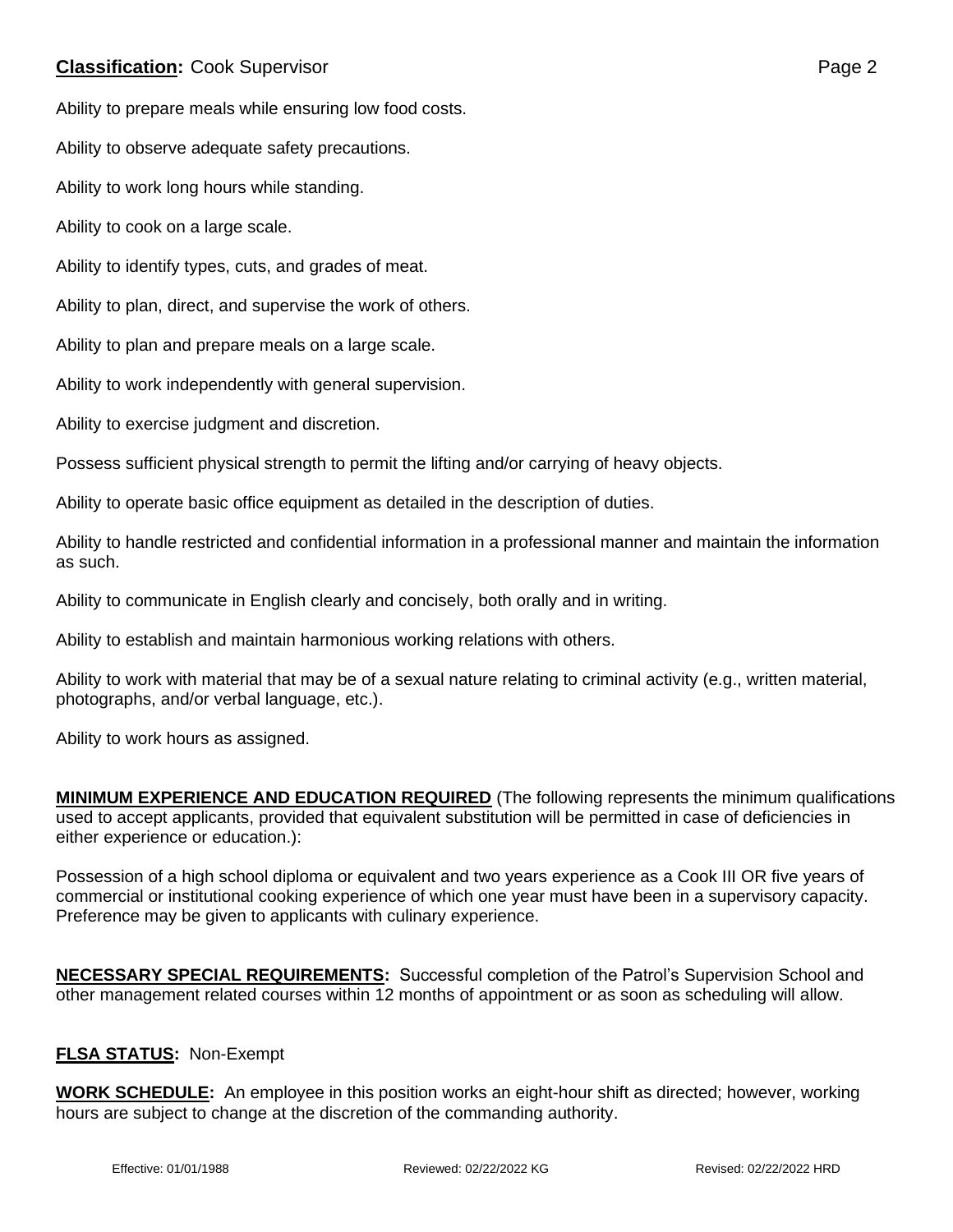Ability to prepare meals while ensuring low food costs.

Ability to observe adequate safety precautions.

Ability to work long hours while standing.

Ability to cook on a large scale.

Ability to identify types, cuts, and grades of meat.

Ability to plan, direct, and supervise the work of others.

Ability to plan and prepare meals on a large scale.

Ability to work independently with general supervision.

Ability to exercise judgment and discretion.

Possess sufficient physical strength to permit the lifting and/or carrying of heavy objects.

Ability to operate basic office equipment as detailed in the description of duties.

Ability to handle restricted and confidential information in a professional manner and maintain the information as such.

Ability to communicate in English clearly and concisely, both orally and in writing.

Ability to establish and maintain harmonious working relations with others.

Ability to work with material that may be of a sexual nature relating to criminal activity (e.g., written material, photographs, and/or verbal language, etc.).

Ability to work hours as assigned.

**MINIMUM EXPERIENCE AND EDUCATION REQUIRED** (The following represents the minimum qualifications used to accept applicants, provided that equivalent substitution will be permitted in case of deficiencies in either experience or education.):

Possession of a high school diploma or equivalent and two years experience as a Cook III OR five years of commercial or institutional cooking experience of which one year must have been in a supervisory capacity. Preference may be given to applicants with culinary experience.

**NECESSARY SPECIAL REQUIREMENTS:** Successful completion of the Patrol's Supervision School and other management related courses within 12 months of appointment or as soon as scheduling will allow.

**FLSA STATUS:** Non-Exempt

**WORK SCHEDULE:** An employee in this position works an eight-hour shift as directed; however, working hours are subject to change at the discretion of the commanding authority.

Effective: 01/01/1988 Reviewed: 02/22/2022 KG Revised: 02/22/2022 HRD